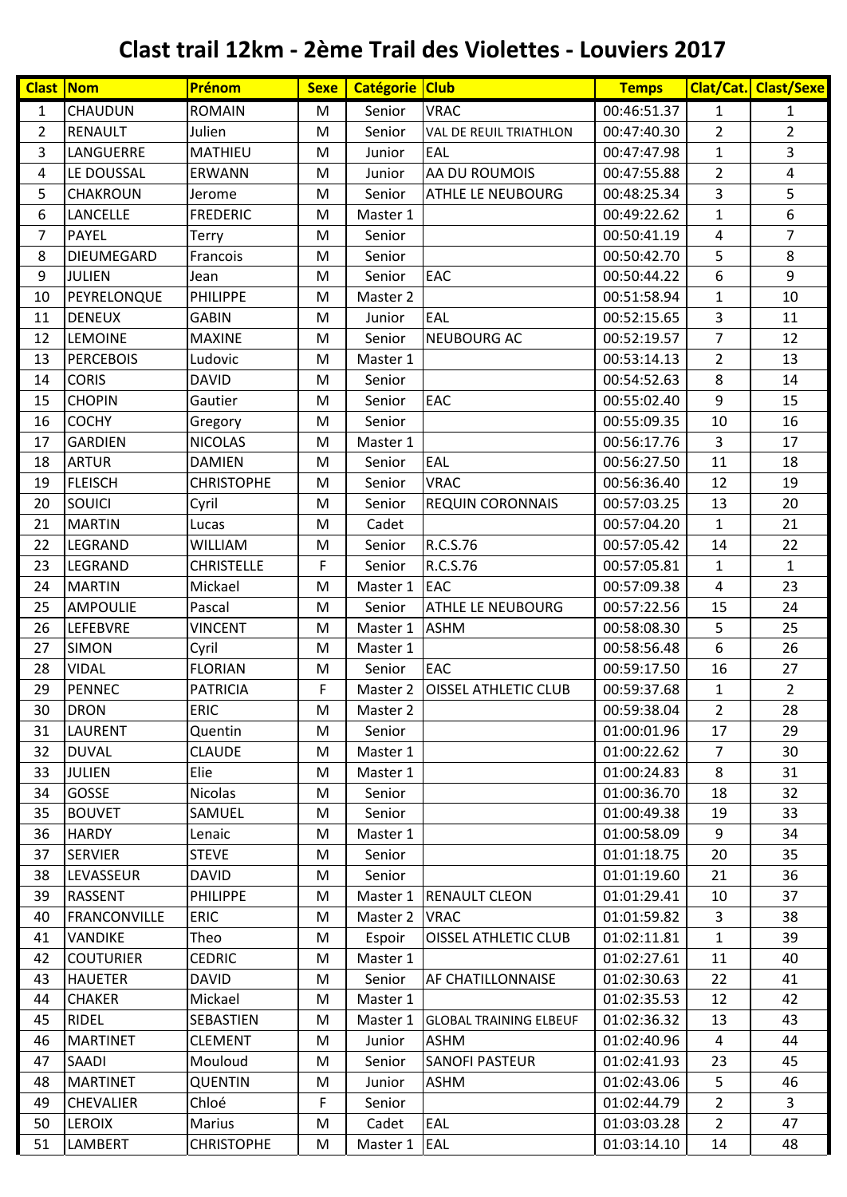# Clast trail 12km - 2ème Trail des Violettes - Louviers 2017

| Clast | Nom | Prénom | Sexe | Catégorie | Club | Temps | Clat/Cat. | Clast/Sexe |
|---|---|---|---|---|---|---|---|---|
| 1 | CHAUDUN | ROMAIN | M | Senior | VRAC | 00:46:51.37 | 1 | 1 |
| 2 | RENAULT | Julien | M | Senior | VAL DE REUIL TRIATHLON | 00:47:40.30 | 2 | 2 |
| 3 | LANGUERRE | MATHIEU | M | Junior | EAL | 00:47:47.98 | 1 | 3 |
| 4 | LE DOUSSAL | ERWANN | M | Junior | AA DU ROUMOIS | 00:47:55.88 | 2 | 4 |
| 5 | CHAKROUN | Jerome | M | Senior | ATHLE LE NEUBOURG | 00:48:25.34 | 3 | 5 |
| 6 | LANCELLE | FREDERIC | M | Master 1 | | 00:49:22.62 | 1 | 6 |
| 7 | PAYEL | Terry | M | Senior | | 00:50:41.19 | 4 | 7 |
| 8 | DIEUMEGARD | Francois | M | Senior | | 00:50:42.70 | 5 | 8 |
| 9 | JULIEN | Jean | M | Senior | EAC | 00:50:44.22 | 6 | 9 |
| 10 | PEYRELONQUE | PHILIPPE | M | Master 2 | | 00:51:58.94 | 1 | 10 |
| 11 | DENEUX | GABIN | M | Junior | EAL | 00:52:15.65 | 3 | 11 |
| 12 | LEMOINE | MAXINE | M | Senior | NEUBOURG AC | 00:52:19.57 | 7 | 12 |
| 13 | PERCEBOIS | Ludovic | M | Master 1 | | 00:53:14.13 | 2 | 13 |
| 14 | CORIS | DAVID | M | Senior | | 00:54:52.63 | 8 | 14 |
| 15 | CHOPIN | Gautier | M | Senior | EAC | 00:55:02.40 | 9 | 15 |
| 16 | COCHY | Gregory | M | Senior | | 00:55:09.35 | 10 | 16 |
| 17 | GARDIEN | NICOLAS | M | Master 1 | | 00:56:17.76 | 3 | 17 |
| 18 | ARTUR | DAMIEN | M | Senior | EAL | 00:56:27.50 | 11 | 18 |
| 19 | FLEISCH | CHRISTOPHE | M | Senior | VRAC | 00:56:36.40 | 12 | 19 |
| 20 | SOUICI | Cyril | M | Senior | REQUIN CORONNAIS | 00:57:03.25 | 13 | 20 |
| 21 | MARTIN | Lucas | M | Cadet | | 00:57:04.20 | 1 | 21 |
| 22 | LEGRAND | WILLIAM | M | Senior | R.C.S.76 | 00:57:05.42 | 14 | 22 |
| 23 | LEGRAND | CHRISTELLE | F | Senior | R.C.S.76 | 00:57:05.81 | 1 | 1 |
| 24 | MARTIN | Mickael | M | Master 1 | EAC | 00:57:09.38 | 4 | 23 |
| 25 | AMPOULIE | Pascal | M | Senior | ATHLE LE NEUBOURG | 00:57:22.56 | 15 | 24 |
| 26 | LEFEBVRE | VINCENT | M | Master 1 | ASHM | 00:58:08.30 | 5 | 25 |
| 27 | SIMON | Cyril | M | Master 1 | | 00:58:56.48 | 6 | 26 |
| 28 | VIDAL | FLORIAN | M | Senior | EAC | 00:59:17.50 | 16 | 27 |
| 29 | PENNEC | PATRICIA | F | Master 2 | OISSEL ATHLETIC CLUB | 00:59:37.68 | 1 | 2 |
| 30 | DRON | ERIC | M | Master 2 | | 00:59:38.04 | 2 | 28 |
| 31 | LAURENT | Quentin | M | Senior | | 01:00:01.96 | 17 | 29 |
| 32 | DUVAL | CLAUDE | M | Master 1 | | 01:00:22.62 | 7 | 30 |
| 33 | JULIEN | Elie | M | Master 1 | | 01:00:24.83 | 8 | 31 |
| 34 | GOSSE | Nicolas | M | Senior | | 01:00:36.70 | 18 | 32 |
| 35 | BOUVET | SAMUEL | M | Senior | | 01:00:49.38 | 19 | 33 |
| 36 | HARDY | Lenaic | M | Master 1 | | 01:00:58.09 | 9 | 34 |
| 37 | SERVIER | STEVE | M | Senior | | 01:01:18.75 | 20 | 35 |
| 38 | LEVASSEUR | DAVID | M | Senior | | 01:01:19.60 | 21 | 36 |
| 39 | RASSENT | PHILIPPE | M | Master 1 | RENAULT CLEON | 01:01:29.41 | 10 | 37 |
| 40 | FRANCONVILLE | ERIC | M | Master 2 | VRAC | 01:01:59.82 | 3 | 38 |
| 41 | VANDIKE | Theo | M | Espoir | OISSEL ATHLETIC CLUB | 01:02:11.81 | 1 | 39 |
| 42 | COUTURIER | CEDRIC | M | Master 1 | | 01:02:27.61 | 11 | 40 |
| 43 | HAUETER | DAVID | M | Senior | AF CHATILLONNAISE | 01:02:30.63 | 22 | 41 |
| 44 | CHAKER | Mickael | M | Master 1 | | 01:02:35.53 | 12 | 42 |
| 45 | RIDEL | SEBASTIEN | M | Master 1 | GLOBAL TRAINING ELBEUF | 01:02:36.32 | 13 | 43 |
| 46 | MARTINET | CLEMENT | M | Junior | ASHM | 01:02:40.96 | 4 | 44 |
| 47 | SAADI | Mouloud | M | Senior | SANOFI PASTEUR | 01:02:41.93 | 23 | 45 |
| 48 | MARTINET | QUENTIN | M | Junior | ASHM | 01:02:43.06 | 5 | 46 |
| 49 | CHEVALIER | Chloé | F | Senior | | 01:02:44.79 | 2 | 3 |
| 50 | LEROIX | Marius | M | Cadet | EAL | 01:03:03.28 | 2 | 47 |
| 51 | LAMBERT | CHRISTOPHE | M | Master 1 | EAL | 01:03:14.10 | 14 | 48 |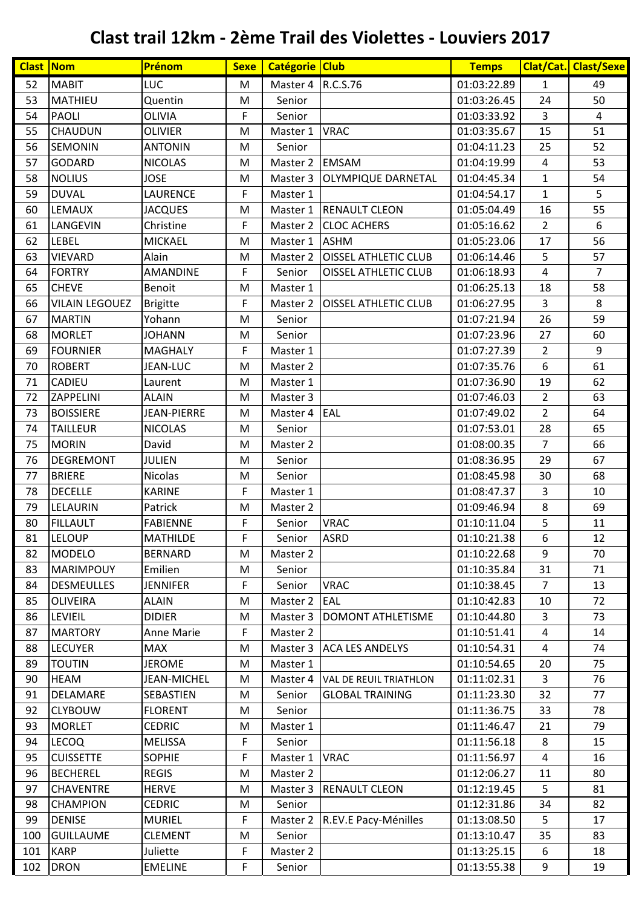# Clast trail 12km - 2ème Trail des Violettes - Louviers 2017

| Clast | Nom | Prénom | Sexe | Catégorie | Club | Temps | Clat/Cat. | Clast/Sexe |
|---|---|---|---|---|---|---|---|---|
| 52 | MABIT | LUC | M | Master 4 | R.C.S.76 | 01:03:22.89 | 1 | 49 |
| 53 | MATHIEU | Quentin | M | Senior | | 01:03:26.45 | 24 | 50 |
| 54 | PAOLI | OLIVIA | F | Senior | | 01:03:33.92 | 3 | 4 |
| 55 | CHAUDUN | OLIVIER | M | Master 1 | VRAC | 01:03:35.67 | 15 | 51 |
| 56 | SEMONIN | ANTONIN | M | Senior | | 01:04:11.23 | 25 | 52 |
| 57 | GODARD | NICOLAS | M | Master 2 | EMSAM | 01:04:19.99 | 4 | 53 |
| 58 | NOLIUS | JOSE | M | Master 3 | OLYMPIQUE DARNETAL | 01:04:45.34 | 1 | 54 |
| 59 | DUVAL | LAURENCE | F | Master 1 | | 01:04:54.17 | 1 | 5 |
| 60 | LEMAUX | JACQUES | M | Master 1 | RENAULT CLEON | 01:05:04.49 | 16 | 55 |
| 61 | LANGEVIN | Christine | F | Master 2 | CLOC ACHERS | 01:05:16.62 | 2 | 6 |
| 62 | LEBEL | MICKAEL | M | Master 1 | ASHM | 01:05:23.06 | 17 | 56 |
| 63 | VIEVARD | Alain | M | Master 2 | OISSEL ATHLETIC CLUB | 01:06:14.46 | 5 | 57 |
| 64 | FORTRY | AMANDINE | F | Senior | OISSEL ATHLETIC CLUB | 01:06:18.93 | 4 | 7 |
| 65 | CHEVE | Benoit | M | Master 1 | | 01:06:25.13 | 18 | 58 |
| 66 | VILAIN LEGOUEZ | Brigitte | F | Master 2 | OISSEL ATHLETIC CLUB | 01:06:27.95 | 3 | 8 |
| 67 | MARTIN | Yohann | M | Senior | | 01:07:21.94 | 26 | 59 |
| 68 | MORLET | JOHANN | M | Senior | | 01:07:23.96 | 27 | 60 |
| 69 | FOURNIER | MAGHALY | F | Master 1 | | 01:07:27.39 | 2 | 9 |
| 70 | ROBERT | JEAN-LUC | M | Master 2 | | 01:07:35.76 | 6 | 61 |
| 71 | CADIEU | Laurent | M | Master 1 | | 01:07:36.90 | 19 | 62 |
| 72 | ZAPPELINI | ALAIN | M | Master 3 | | 01:07:46.03 | 2 | 63 |
| 73 | BOISSIERE | JEAN-PIERRE | M | Master 4 | EAL | 01:07:49.02 | 2 | 64 |
| 74 | TAILLEUR | NICOLAS | M | Senior | | 01:07:53.01 | 28 | 65 |
| 75 | MORIN | David | M | Master 2 | | 01:08:00.35 | 7 | 66 |
| 76 | DEGREMONT | JULIEN | M | Senior | | 01:08:36.95 | 29 | 67 |
| 77 | BRIERE | Nicolas | M | Senior | | 01:08:45.98 | 30 | 68 |
| 78 | DECELLE | KARINE | F | Master 1 | | 01:08:47.37 | 3 | 10 |
| 79 | LELAURIN | Patrick | M | Master 2 | | 01:09:46.94 | 8 | 69 |
| 80 | FILLAULT | FABIENNE | F | Senior | VRAC | 01:10:11.04 | 5 | 11 |
| 81 | LELOUP | MATHILDE | F | Senior | ASRD | 01:10:21.38 | 6 | 12 |
| 82 | MODELO | BERNARD | M | Master 2 | | 01:10:22.68 | 9 | 70 |
| 83 | MARIMPOUY | Emilien | M | Senior | | 01:10:35.84 | 31 | 71 |
| 84 | DESMEULLES | JENNIFER | F | Senior | VRAC | 01:10:38.45 | 7 | 13 |
| 85 | OLIVEIRA | ALAIN | M | Master 2 | EAL | 01:10:42.83 | 10 | 72 |
| 86 | LEVIEIL | DIDIER | M | Master 3 | DOMONT ATHLETISME | 01:10:44.80 | 3 | 73 |
| 87 | MARTORY | Anne Marie | F | Master 2 | | 01:10:51.41 | 4 | 14 |
| 88 | LECUYER | MAX | M | Master 3 | ACA LES ANDELYS | 01:10:54.31 | 4 | 74 |
| 89 | TOUTIN | JEROME | M | Master 1 | | 01:10:54.65 | 20 | 75 |
| 90 | HEAM | JEAN-MICHEL | M | Master 4 | VAL DE REUIL TRIATHLON | 01:11:02.31 | 3 | 76 |
| 91 | DELAMARE | SEBASTIEN | M | Senior | GLOBAL TRAINING | 01:11:23.30 | 32 | 77 |
| 92 | CLYBOUW | FLORENT | M | Senior | | 01:11:36.75 | 33 | 78 |
| 93 | MORLET | CEDRIC | M | Master 1 | | 01:11:46.47 | 21 | 79 |
| 94 | LECOQ | MELISSA | F | Senior | | 01:11:56.18 | 8 | 15 |
| 95 | CUISSETTE | SOPHIE | F | Master 1 | VRAC | 01:11:56.97 | 4 | 16 |
| 96 | BECHEREL | REGIS | M | Master 2 | | 01:12:06.27 | 11 | 80 |
| 97 | CHAVENTRE | HERVE | M | Master 3 | RENAULT CLEON | 01:12:19.45 | 5 | 81 |
| 98 | CHAMPION | CEDRIC | M | Senior | | 01:12:31.86 | 34 | 82 |
| 99 | DENISE | MURIEL | F | Master 2 | R.EV.E Pacy-Ménilles | 01:13:08.50 | 5 | 17 |
| 100 | GUILLAUME | CLEMENT | M | Senior | | 01:13:10.47 | 35 | 83 |
| 101 | KARP | Juliette | F | Master 2 | | 01:13:25.15 | 6 | 18 |
| 102 | DRON | EMELINE | F | Senior | | 01:13:55.38 | 9 | 19 |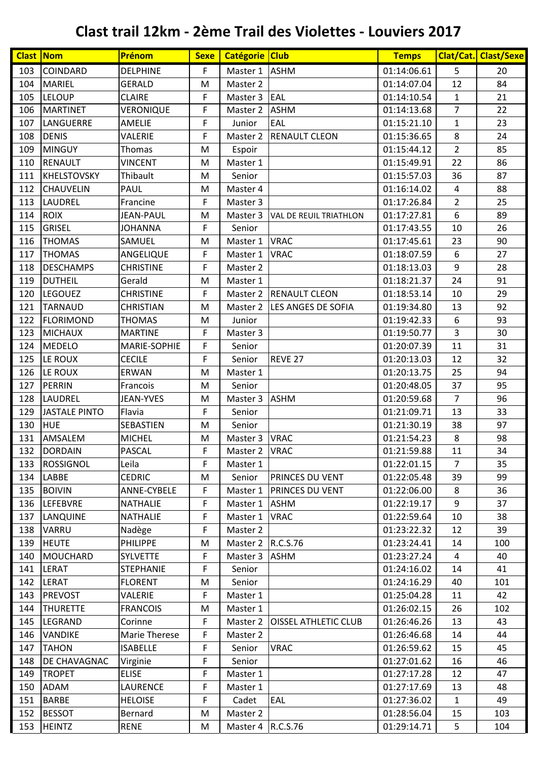# Clast trail 12km - 2ème Trail des Violettes - Louviers 2017

| Clast | Nom | Prénom | Sexe | Catégorie | Club | Temps | Clat/Cat. | Clast/Sexe |
|---|---|---|---|---|---|---|---|---|
| 103 | COINDARD | DELPHINE | F | Master 1 | ASHM | 01:14:06.61 | 5 | 20 |
| 104 | MARIEL | GERALD | M | Master 2 | | 01:14:07.04 | 12 | 84 |
| 105 | LELOUP | CLAIRE | F | Master 3 | EAL | 01:14:10.54 | 1 | 21 |
| 106 | MARTINET | VERONIQUE | F | Master 2 | ASHM | 01:14:13.68 | 7 | 22 |
| 107 | LANGUERRE | AMELIE | F | Junior | EAL | 01:15:21.10 | 1 | 23 |
| 108 | DENIS | VALERIE | F | Master 2 | RENAULT CLEON | 01:15:36.65 | 8 | 24 |
| 109 | MINGUY | Thomas | M | Espoir | | 01:15:44.12 | 2 | 85 |
| 110 | RENAULT | VINCENT | M | Master 1 | | 01:15:49.91 | 22 | 86 |
| 111 | KHELSTOVSKY | Thibault | M | Senior | | 01:15:57.03 | 36 | 87 |
| 112 | CHAUVELIN | PAUL | M | Master 4 | | 01:16:14.02 | 4 | 88 |
| 113 | LAUDREL | Francine | F | Master 3 | | 01:17:26.84 | 2 | 25 |
| 114 | ROIX | JEAN-PAUL | M | Master 3 | VAL DE REUIL TRIATHLON | 01:17:27.81 | 6 | 89 |
| 115 | GRISEL | JOHANNA | F | Senior | | 01:17:43.55 | 10 | 26 |
| 116 | THOMAS | SAMUEL | M | Master 1 | VRAC | 01:17:45.61 | 23 | 90 |
| 117 | THOMAS | ANGELIQUE | F | Master 1 | VRAC | 01:18:07.59 | 6 | 27 |
| 118 | DESCHAMPS | CHRISTINE | F | Master 2 | | 01:18:13.03 | 9 | 28 |
| 119 | DUTHEIL | Gerald | M | Master 1 | | 01:18:21.37 | 24 | 91 |
| 120 | LEGOUEZ | CHRISTINE | F | Master 2 | RENAULT CLEON | 01:18:53.14 | 10 | 29 |
| 121 | TARNAUD | CHRISTIAN | M | Master 2 | LES ANGES DE SOFIA | 01:19:34.80 | 13 | 92 |
| 122 | FLORIMOND | THOMAS | M | Junior | | 01:19:42.33 | 6 | 93 |
| 123 | MICHAUX | MARTINE | F | Master 3 | | 01:19:50.77 | 3 | 30 |
| 124 | MEDELO | MARIE-SOPHIE | F | Senior | | 01:20:07.39 | 11 | 31 |
| 125 | LE ROUX | CECILE | F | Senior | REVE 27 | 01:20:13.03 | 12 | 32 |
| 126 | LE ROUX | ERWAN | M | Master 1 | | 01:20:13.75 | 25 | 94 |
| 127 | PERRIN | Francois | M | Senior | | 01:20:48.05 | 37 | 95 |
| 128 | LAUDREL | JEAN-YVES | M | Master 3 | ASHM | 01:20:59.68 | 7 | 96 |
| 129 | JASTALE PINTO | Flavia | F | Senior | | 01:21:09.71 | 13 | 33 |
| 130 | HUE | SEBASTIEN | M | Senior | | 01:21:30.19 | 38 | 97 |
| 131 | AMSALEM | MICHEL | M | Master 3 | VRAC | 01:21:54.23 | 8 | 98 |
| 132 | DORDAIN | PASCAL | F | Master 2 | VRAC | 01:21:59.88 | 11 | 34 |
| 133 | ROSSIGNOL | Leila | F | Master 1 | | 01:22:01.15 | 7 | 35 |
| 134 | LABBE | CEDRIC | M | Senior | PRINCES DU VENT | 01:22:05.48 | 39 | 99 |
| 135 | BOIVIN | ANNE-CYBELE | F | Master 1 | PRINCES DU VENT | 01:22:06.00 | 8 | 36 |
| 136 | LEFEBVRE | NATHALIE | F | Master 1 | ASHM | 01:22:19.17 | 9 | 37 |
| 137 | LANQUINE | NATHALIE | F | Master 1 | VRAC | 01:22:59.64 | 10 | 38 |
| 138 | VARRU | Nadège | F | Master 2 | | 01:23:22.32 | 12 | 39 |
| 139 | HEUTE | PHILIPPE | M | Master 2 | R.C.S.76 | 01:23:24.41 | 14 | 100 |
| 140 | MOUCHARD | SYLVETTE | F | Master 3 | ASHM | 01:23:27.24 | 4 | 40 |
| 141 | LERAT | STEPHANIE | F | Senior | | 01:24:16.02 | 14 | 41 |
| 142 | LERAT | FLORENT | M | Senior | | 01:24:16.29 | 40 | 101 |
| 143 | PREVOST | VALERIE | F | Master 1 | | 01:25:04.28 | 11 | 42 |
| 144 | THURETTE | FRANCOIS | M | Master 1 | | 01:26:02.15 | 26 | 102 |
| 145 | LEGRAND | Corinne | F | Master 2 | OISSEL ATHLETIC CLUB | 01:26:46.26 | 13 | 43 |
| 146 | VANDIKE | Marie Therese | F | Master 2 | | 01:26:46.68 | 14 | 44 |
| 147 | TAHON | ISABELLE | F | Senior | VRAC | 01:26:59.62 | 15 | 45 |
| 148 | DE CHAVAGNAC | Virginie | F | Senior | | 01:27:01.62 | 16 | 46 |
| 149 | TROPET | ELISE | F | Master 1 | | 01:27:17.28 | 12 | 47 |
| 150 | ADAM | LAURENCE | F | Master 1 | | 01:27:17.69 | 13 | 48 |
| 151 | BARBE | HELOISE | F | Cadet | EAL | 01:27:36.02 | 1 | 49 |
| 152 | BESSOT | Bernard | M | Master 2 | | 01:28:56.04 | 15 | 103 |
| 153 | HEINTZ | RENE | M | Master 4 | R.C.S.76 | 01:29:14.71 | 5 | 104 |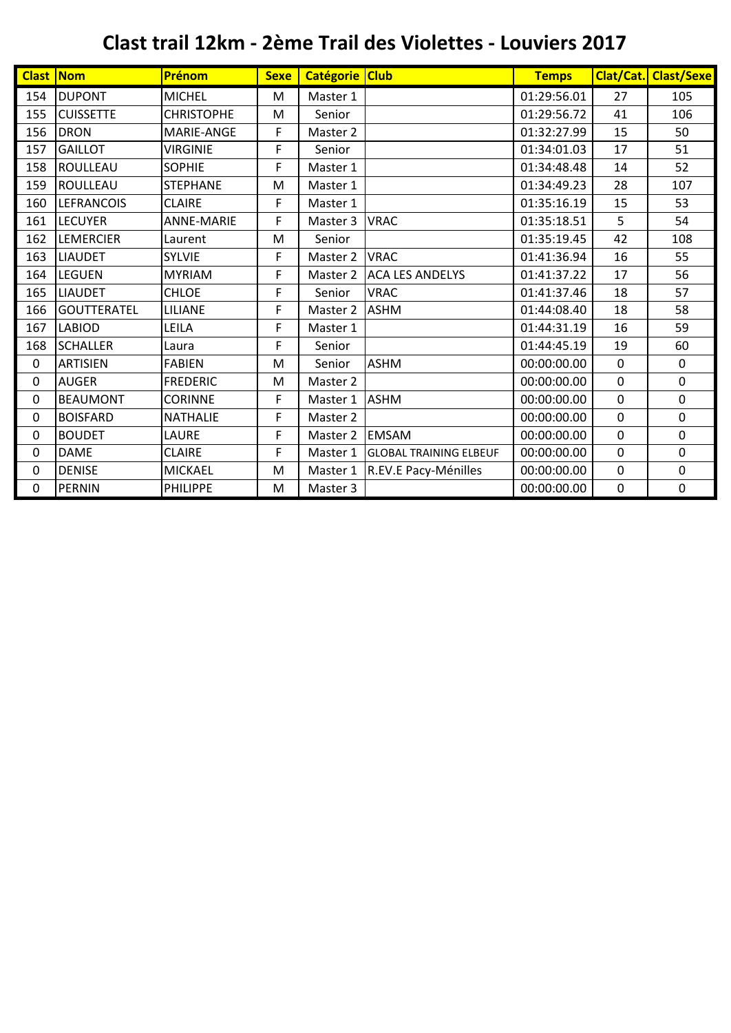# Clast trail 12km - 2ème Trail des Violettes - Louviers 2017

| Clast | Nom | Prénom | Sexe | Catégorie | Club | Temps | Clat/Cat. | Clast/Sexe |
|---|---|---|---|---|---|---|---|---|
| 154 | DUPONT | MICHEL | M | Master 1 | | 01:29:56.01 | 27 | 105 |
| 155 | CUISSETTE | CHRISTOPHE | M | Senior | | 01:29:56.72 | 41 | 106 |
| 156 | DRON | MARIE-ANGE | F | Master 2 | | 01:32:27.99 | 15 | 50 |
| 157 | GAILLOT | VIRGINIE | F | Senior | | 01:34:01.03 | 17 | 51 |
| 158 | ROULLEAU | SOPHIE | F | Master 1 | | 01:34:48.48 | 14 | 52 |
| 159 | ROULLEAU | STEPHANE | M | Master 1 | | 01:34:49.23 | 28 | 107 |
| 160 | LEFRANCOIS | CLAIRE | F | Master 1 | | 01:35:16.19 | 15 | 53 |
| 161 | LECUYER | ANNE-MARIE | F | Master 3 | VRAC | 01:35:18.51 | 5 | 54 |
| 162 | LEMERCIER | Laurent | M | Senior | | 01:35:19.45 | 42 | 108 |
| 163 | LIAUDET | SYLVIE | F | Master 2 | VRAC | 01:41:36.94 | 16 | 55 |
| 164 | LEGUEN | MYRIAM | F | Master 2 | ACA LES ANDELYS | 01:41:37.22 | 17 | 56 |
| 165 | LIAUDET | CHLOE | F | Senior | VRAC | 01:41:37.46 | 18 | 57 |
| 166 | GOUTTERATEL | LILIANE | F | Master 2 | ASHM | 01:44:08.40 | 18 | 58 |
| 167 | LABIOD | LEILA | F | Master 1 | | 01:44:31.19 | 16 | 59 |
| 168 | SCHALLER | Laura | F | Senior | | 01:44:45.19 | 19 | 60 |
| 0 | ARTISIEN | FABIEN | M | Senior | ASHM | 00:00:00.00 | 0 | 0 |
| 0 | AUGER | FREDERIC | M | Master 2 | | 00:00:00.00 | 0 | 0 |
| 0 | BEAUMONT | CORINNE | F | Master 1 | ASHM | 00:00:00.00 | 0 | 0 |
| 0 | BOISFARD | NATHALIE | F | Master 2 | | 00:00:00.00 | 0 | 0 |
| 0 | BOUDET | LAURE | F | Master 2 | EMSAM | 00:00:00.00 | 0 | 0 |
| 0 | DAME | CLAIRE | F | Master 1 | GLOBAL TRAINING ELBEUF | 00:00:00.00 | 0 | 0 |
| 0 | DENISE | MICKAEL | M | Master 1 | R.EV.E Pacy-Ménilles | 00:00:00.00 | 0 | 0 |
| 0 | PERNIN | PHILIPPE | M | Master 3 | | 00:00:00.00 | 0 | 0 |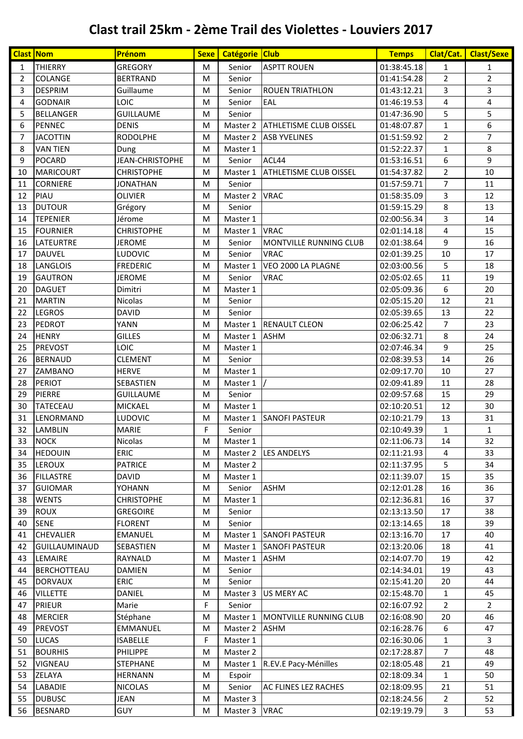# Clast trail 25km - 2ème Trail des Violettes - Louviers 2017

| Clast | Nom | Prénom | Sexe | Catégorie | Club | Temps | Clat/Cat. | Clast/Sexe |
|---|---|---|---|---|---|---|---|---|
| 1 | THIERRY | GREGORY | M | Senior | ASPTT ROUEN | 01:38:45.18 | 1 | 1 |
| 2 | COLANGE | BERTRAND | M | Senior | | 01:41:54.28 | 2 | 2 |
| 3 | DESPRIM | Guillaume | M | Senior | ROUEN TRIATHLON | 01:43:12.21 | 3 | 3 |
| 4 | GODNAIR | LOIC | M | Senior | EAL | 01:46:19.53 | 4 | 4 |
| 5 | BELLANGER | GUILLAUME | M | Senior | | 01:47:36.90 | 5 | 5 |
| 6 | PENNEC | DENIS | M | Master 2 | ATHLETISME CLUB OISSEL | 01:48:07.87 | 1 | 6 |
| 7 | JACOTTIN | RODOLPHE | M | Master 2 | ASB YVELINES | 01:51:59.92 | 2 | 7 |
| 8 | VAN TIEN | Dung | M | Master 1 | | 01:52:22.37 | 1 | 8 |
| 9 | POCARD | JEAN-CHRISTOPHE | M | Senior | ACL44 | 01:53:16.51 | 6 | 9 |
| 10 | MARICOURT | CHRISTOPHE | M | Master 1 | ATHLETISME CLUB OISSEL | 01:54:37.82 | 2 | 10 |
| 11 | CORNIERE | JONATHAN | M | Senior | | 01:57:59.71 | 7 | 11 |
| 12 | PIAU | OLIVIER | M | Master 2 | VRAC | 01:58:35.09 | 3 | 12 |
| 13 | DUTOUR | Grégory | M | Senior | | 01:59:15.29 | 8 | 13 |
| 14 | TEPENIER | Jérome | M | Master 1 | | 02:00:56.34 | 3 | 14 |
| 15 | FOURNIER | CHRISTOPHE | M | Master 1 | VRAC | 02:01:14.18 | 4 | 15 |
| 16 | LATEURTRE | JEROME | M | Senior | MONTVILLE RUNNING CLUB | 02:01:38.64 | 9 | 16 |
| 17 | DAUVEL | LUDOVIC | M | Senior | VRAC | 02:01:39.25 | 10 | 17 |
| 18 | LANGLOIS | FREDERIC | M | Master 1 | VEO 2000 LA PLAGNE | 02:03:00.56 | 5 | 18 |
| 19 | GAUTRON | JEROME | M | Senior | VRAC | 02:05:02.65 | 11 | 19 |
| 20 | DAGUET | Dimitri | M | Master 1 | | 02:05:09.36 | 6 | 20 |
| 21 | MARTIN | Nicolas | M | Senior | | 02:05:15.20 | 12 | 21 |
| 22 | LEGROS | DAVID | M | Senior | | 02:05:39.65 | 13 | 22 |
| 23 | PEDROT | YANN | M | Master 1 | RENAULT CLEON | 02:06:25.42 | 7 | 23 |
| 24 | HENRY | GILLES | M | Master 1 | ASHM | 02:06:32.71 | 8 | 24 |
| 25 | PREVOST | LOIC | M | Master 1 | | 02:07:46.34 | 9 | 25 |
| 26 | BERNAUD | CLEMENT | M | Senior | | 02:08:39.53 | 14 | 26 |
| 27 | ZAMBANO | HERVE | M | Master 1 | | 02:09:17.70 | 10 | 27 |
| 28 | PERIOT | SEBASTIEN | M | Master 1 | / | 02:09:41.89 | 11 | 28 |
| 29 | PIERRE | GUILLAUME | M | Senior | | 02:09:57.68 | 15 | 29 |
| 30 | TATECEAU | MICKAEL | M | Master 1 | | 02:10:20.51 | 12 | 30 |
| 31 | LENORMAND | LUDOVIC | M | Master 1 | SANOFI PASTEUR | 02:10:21.79 | 13 | 31 |
| 32 | LAMBLIN | MARIE | F | Senior | | 02:10:49.39 | 1 | 1 |
| 33 | NOCK | Nicolas | M | Master 1 | | 02:11:06.73 | 14 | 32 |
| 34 | HEDOUIN | ERIC | M | Master 2 | LES ANDELYS | 02:11:21.93 | 4 | 33 |
| 35 | LEROUX | PATRICE | M | Master 2 | | 02:11:37.95 | 5 | 34 |
| 36 | FILLASTRE | DAVID | M | Master 1 | | 02:11:39.07 | 15 | 35 |
| 37 | GUIOMAR | YOHANN | M | Senior | ASHM | 02:12:01.28 | 16 | 36 |
| 38 | WENTS | CHRISTOPHE | M | Master 1 | | 02:12:36.81 | 16 | 37 |
| 39 | ROUX | GREGOIRE | M | Senior | | 02:13:13.50 | 17 | 38 |
| 40 | SENE | FLORENT | M | Senior | | 02:13:14.65 | 18 | 39 |
| 41 | CHEVALIER | EMANUEL | M | Master 1 | SANOFI PASTEUR | 02:13:16.70 | 17 | 40 |
| 42 | GUILLAUMINAUD | SEBASTIEN | M | Master 1 | SANOFI PASTEUR | 02:13:20.06 | 18 | 41 |
| 43 | LEMAIRE | RAYNALD | M | Master 1 | ASHM | 02:14:07.70 | 19 | 42 |
| 44 | BERCHOTTEAU | DAMIEN | M | Senior | | 02:14:34.01 | 19 | 43 |
| 45 | DORVAUX | ERIC | M | Senior | | 02:15:41.20 | 20 | 44 |
| 46 | VILLETTE | DANIEL | M | Master 3 | US MERY AC | 02:15:48.70 | 1 | 45 |
| 47 | PRIEUR | Marie | F | Senior | | 02:16:07.92 | 2 | 2 |
| 48 | MERCIER | Stéphane | M | Master 1 | MONTVILLE RUNNING CLUB | 02:16:08.90 | 20 | 46 |
| 49 | PREVOST | EMMANUEL | M | Master 2 | ASHM | 02:16:28.76 | 6 | 47 |
| 50 | LUCAS | ISABELLE | F | Master 1 | | 02:16:30.06 | 1 | 3 |
| 51 | BOURHIS | PHILIPPE | M | Master 2 | | 02:17:28.87 | 7 | 48 |
| 52 | VIGNEAU | STEPHANE | M | Master 1 | R.EV.E Pacy-Ménilles | 02:18:05.48 | 21 | 49 |
| 53 | ZELAYA | HERNANN | M | Espoir | | 02:18:09.34 | 1 | 50 |
| 54 | LABADIE | NICOLAS | M | Senior | AC FLINES LEZ RACHES | 02:18:09.95 | 21 | 51 |
| 55 | DUBUSC | JEAN | M | Master 3 | | 02:18:24.56 | 2 | 52 |
| 56 | BESNARD | GUY | M | Master 3 | VRAC | 02:19:19.79 | 3 | 53 |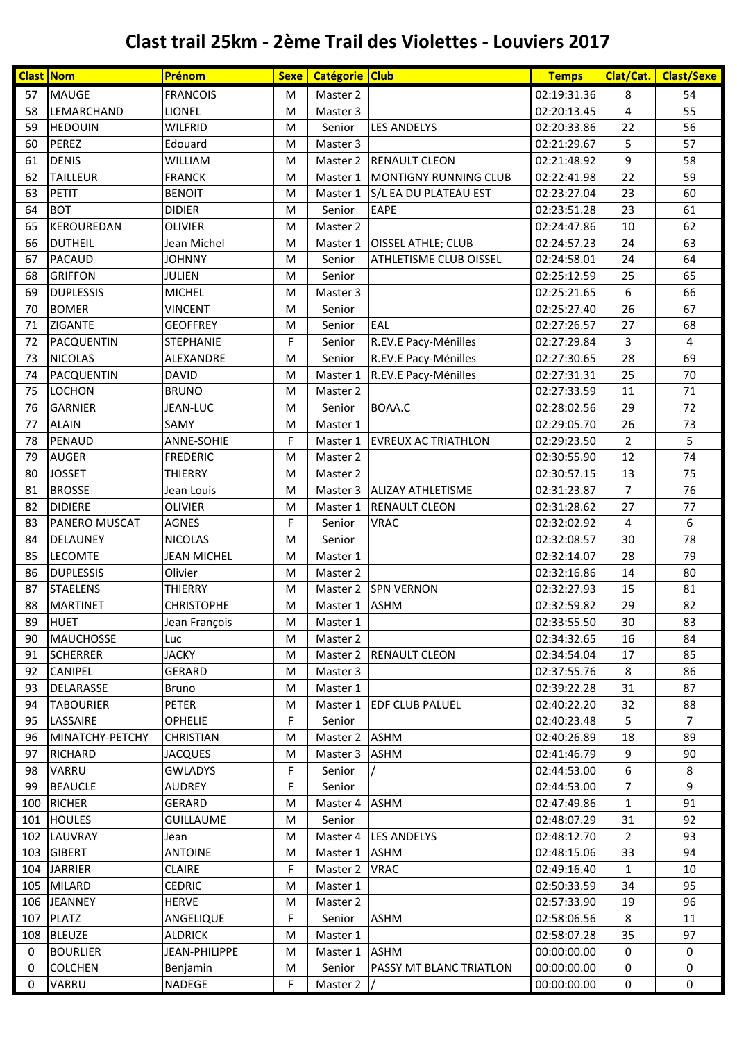# Clast trail 25km - 2ème Trail des Violettes - Louviers 2017

| Clast | Nom | Prénom | Sexe | Catégorie | Club | Temps | Clat/Cat. | Clast/Sexe |
|---|---|---|---|---|---|---|---|---|
| 57 | MAUGE | FRANCOIS | M | Master 2 | | 02:19:31.36 | 8 | 54 |
| 58 | LEMARCHAND | LIONEL | M | Master 3 | | 02:20:13.45 | 4 | 55 |
| 59 | HEDOUIN | WILFRID | M | Senior | LES ANDELYS | 02:20:33.86 | 22 | 56 |
| 60 | PEREZ | Edouard | M | Master 3 | | 02:21:29.67 | 5 | 57 |
| 61 | DENIS | WILLIAM | M | Master 2 | RENAULT CLEON | 02:21:48.92 | 9 | 58 |
| 62 | TAILLEUR | FRANCK | M | Master 1 | MONTIGNY RUNNING CLUB | 02:22:41.98 | 22 | 59 |
| 63 | PETIT | BENOIT | M | Master 1 | S/L EA DU PLATEAU EST | 02:23:27.04 | 23 | 60 |
| 64 | BOT | DIDIER | M | Senior | EAPE | 02:23:51.28 | 23 | 61 |
| 65 | KEROUREDAN | OLIVIER | M | Master 2 | | 02:24:47.86 | 10 | 62 |
| 66 | DUTHEIL | Jean Michel | M | Master 1 | OISSEL ATHLE; CLUB | 02:24:57.23 | 24 | 63 |
| 67 | PACAUD | JOHNNY | M | Senior | ATHLETISME CLUB OISSEL | 02:24:58.01 | 24 | 64 |
| 68 | GRIFFON | JULIEN | M | Senior | | 02:25:12.59 | 25 | 65 |
| 69 | DUPLESSIS | MICHEL | M | Master 3 | | 02:25:21.65 | 6 | 66 |
| 70 | BOMER | VINCENT | M | Senior | | 02:25:27.40 | 26 | 67 |
| 71 | ZIGANTE | GEOFFREY | M | Senior | EAL | 02:27:26.57 | 27 | 68 |
| 72 | PACQUENTIN | STEPHANIE | F | Senior | R.EV.E Pacy-Ménilles | 02:27:29.84 | 3 | 4 |
| 73 | NICOLAS | ALEXANDRE | M | Senior | R.EV.E Pacy-Ménilles | 02:27:30.65 | 28 | 69 |
| 74 | PACQUENTIN | DAVID | M | Master 1 | R.EV.E Pacy-Ménilles | 02:27:31.31 | 25 | 70 |
| 75 | LOCHON | BRUNO | M | Master 2 | | 02:27:33.59 | 11 | 71 |
| 76 | GARNIER | JEAN-LUC | M | Senior | BOAA.C | 02:28:02.56 | 29 | 72 |
| 77 | ALAIN | SAMY | M | Master 1 | | 02:29:05.70 | 26 | 73 |
| 78 | PENAUD | ANNE-SOHIE | F | Master 1 | EVREUX AC TRIATHLON | 02:29:23.50 | 2 | 5 |
| 79 | AUGER | FREDERIC | M | Master 2 | | 02:30:55.90 | 12 | 74 |
| 80 | JOSSET | THIERRY | M | Master 2 | | 02:30:57.15 | 13 | 75 |
| 81 | BROSSE | Jean Louis | M | Master 3 | ALIZAY ATHLETISME | 02:31:23.87 | 7 | 76 |
| 82 | DIDIERE | OLIVIER | M | Master 1 | RENAULT CLEON | 02:31:28.62 | 27 | 77 |
| 83 | PANERO MUSCAT | AGNES | F | Senior | VRAC | 02:32:02.92 | 4 | 6 |
| 84 | DELAUNEY | NICOLAS | M | Senior | | 02:32:08.57 | 30 | 78 |
| 85 | LECOMTE | JEAN MICHEL | M | Master 1 | | 02:32:14.07 | 28 | 79 |
| 86 | DUPLESSIS | Olivier | M | Master 2 | | 02:32:16.86 | 14 | 80 |
| 87 | STAELENS | THIERRY | M | Master 2 | SPN VERNON | 02:32:27.93 | 15 | 81 |
| 88 | MARTINET | CHRISTOPHE | M | Master 1 | ASHM | 02:32:59.82 | 29 | 82 |
| 89 | HUET | Jean François | M | Master 1 | | 02:33:55.50 | 30 | 83 |
| 90 | MAUCHOSSE | Luc | M | Master 2 | | 02:34:32.65 | 16 | 84 |
| 91 | SCHERRER | JACKY | M | Master 2 | RENAULT CLEON | 02:34:54.04 | 17 | 85 |
| 92 | CANIPEL | GERARD | M | Master 3 | | 02:37:55.76 | 8 | 86 |
| 93 | DELARASSE | Bruno | M | Master 1 | | 02:39:22.28 | 31 | 87 |
| 94 | TABOURIER | PETER | M | Master 1 | EDF CLUB PALUEL | 02:40:22.20 | 32 | 88 |
| 95 | LASSAIRE | OPHELIE | F | Senior | | 02:40:23.48 | 5 | 7 |
| 96 | MINATCHY-PETCHY | CHRISTIAN | M | Master 2 | ASHM | 02:40:26.89 | 18 | 89 |
| 97 | RICHARD | JACQUES | M | Master 3 | ASHM | 02:41:46.79 | 9 | 90 |
| 98 | VARRU | GWLADYS | F | Senior | / | 02:44:53.00 | 6 | 8 |
| 99 | BEAUCLE | AUDREY | F | Senior | | 02:44:53.00 | 7 | 9 |
| 100 | RICHER | GERARD | M | Master 4 | ASHM | 02:47:49.86 | 1 | 91 |
| 101 | HOULES | GUILLAUME | M | Senior | | 02:48:07.29 | 31 | 92 |
| 102 | LAUVRAY | Jean | M | Master 4 | LES ANDELYS | 02:48:12.70 | 2 | 93 |
| 103 | GIBERT | ANTOINE | M | Master 1 | ASHM | 02:48:15.06 | 33 | 94 |
| 104 | JARRIER | CLAIRE | F | Master 2 | VRAC | 02:49:16.40 | 1 | 10 |
| 105 | MILARD | CEDRIC | M | Master 1 | | 02:50:33.59 | 34 | 95 |
| 106 | JEANNEY | HERVE | M | Master 2 | | 02:57:33.90 | 19 | 96 |
| 107 | PLATZ | ANGELIQUE | F | Senior | ASHM | 02:58:06.56 | 8 | 11 |
| 108 | BLEUZE | ALDRICK | M | Master 1 | | 02:58:07.28 | 35 | 97 |
| 0 | BOURLIER | JEAN-PHILIPPE | M | Master 1 | ASHM | 00:00:00.00 | 0 | 0 |
| 0 | COLCHEN | Benjamin | M | Senior | PASSY MT BLANC TRIATLON | 00:00:00.00 | 0 | 0 |
| 0 | VARRU | NADEGE | F | Master 2 | / | 00:00:00.00 | 0 | 0 |